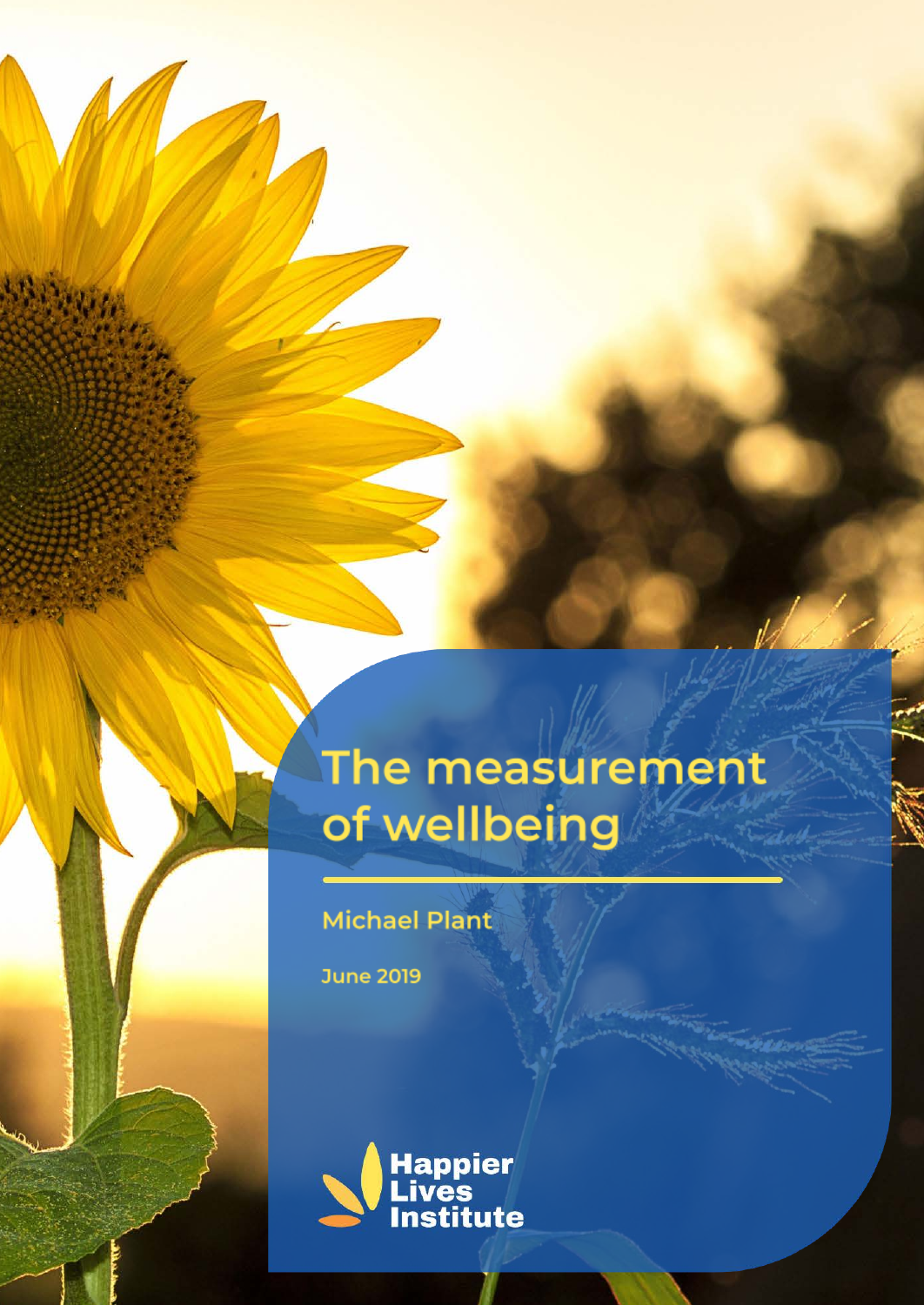# The measurement of wellbeing

Michael Plant

June 2019

Happier Lives Institute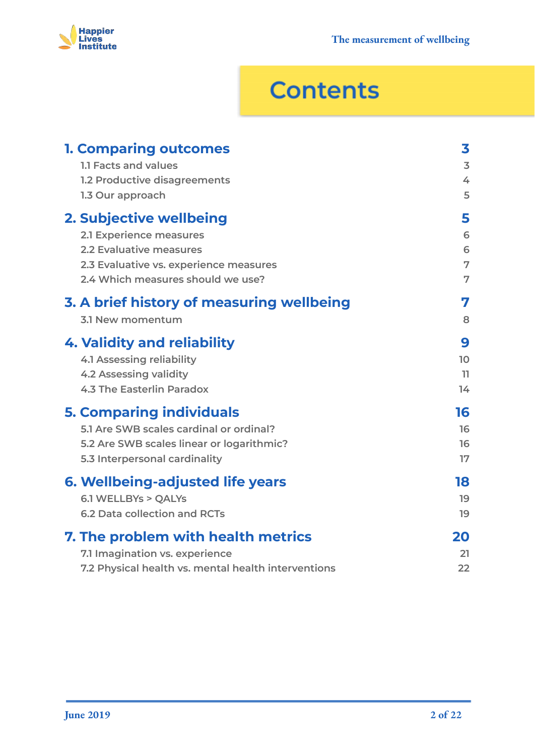# Contents

| | |
|---|---|
| **1. Comparing outcomes** | **3** |
| 1.1 Facts and values | 3 |
| 1.2 Productive disagreements | 4 |
| 1.3 Our approach | 5 |
| **2. Subjective wellbeing** | **5** |
| 2.1 Experience measures | 6 |
| 2.2 Evaluative measures | 6 |
| 2.3 Evaluative vs. experience measures | 7 |
| 2.4 Which measures should we use? | 7 |
| **3. A brief history of measuring wellbeing** | **7** |
| 3.1 New momentum | 8 |
| **4. Validity and reliability** | **9** |
| 4.1 Assessing reliability | 10 |
| 4.2 Assessing validity | 11 |
| 4.3 The Easterlin Paradox | 14 |
| **5. Comparing individuals** | **16** |
| 5.1 Are SWB scales cardinal or ordinal? | 16 |
| 5.2 Are SWB scales linear or logarithmic? | 16 |
| 5.3 Interpersonal cardinality | 17 |
| **6. Wellbeing-adjusted life years** | **18** |
| 6.1 WELLBYs > QALYs | 19 |
| 6.2 Data collection and RCTs | 19 |
| **7. The problem with health metrics** | **20** |
| 7.1 Imagination vs. experience | 21 |
| 7.2 Physical health vs. mental health interventions | 22 |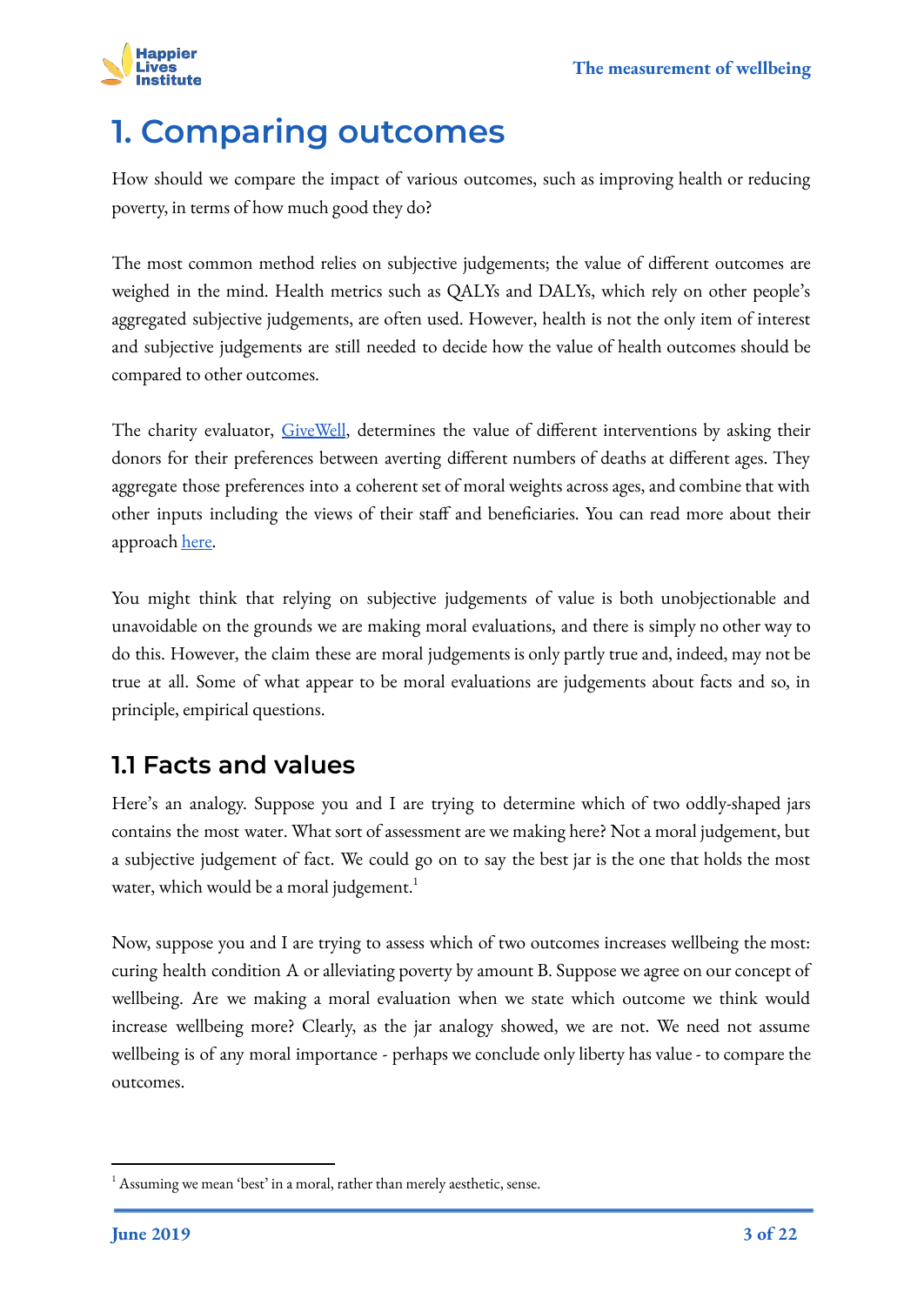# 1. Comparing outcomes

How should we compare the impact of various outcomes, such as improving health or reducing poverty, in terms of how much good they do?

The most common method relies on subjective judgements; the value of different outcomes are weighed in the mind. Health metrics such as QALYs and DALYs, which rely on other people's aggregated subjective judgements, are often used. However, health is not the only item of interest and subjective judgements are still needed to decide how the value of health outcomes should be compared to other outcomes.

The charity evaluator, [GiveWell](), determines the value of different interventions by asking their donors for their preferences between averting different numbers of deaths at different ages. They aggregate those preferences into a coherent set of moral weights across ages, and combine that with other inputs including the views of their staff and beneficiaries. You can read more about their approach [here]().

You might think that relying on subjective judgements of value is both unobjectionable and unavoidable on the grounds we are making moral evaluations, and there is simply no other way to do this. However, the claim these are moral judgements is only partly true and, indeed, may not be true at all. Some of what appear to be moral evaluations are judgements about facts and so, in principle, empirical questions.

## 1.1 Facts and values

Here's an analogy. Suppose you and I are trying to determine which of two oddly-shaped jars contains the most water. What sort of assessment are we making here? Not a moral judgement, but a subjective judgement of fact. We could go on to say the best jar is the one that holds the most water, which would be a moral judgement.[1]

Now, suppose you and I are trying to assess which of two outcomes increases wellbeing the most: curing health condition A or alleviating poverty by amount B. Suppose we agree on our concept of wellbeing. Are we making a moral evaluation when we state which outcome we think would increase wellbeing more? Clearly, as the jar analogy showed, we are not. We need not assume wellbeing is of any moral importance - perhaps we conclude only liberty has value - to compare the outcomes.

[1] Assuming we mean 'best' in a moral, rather than merely aesthetic, sense.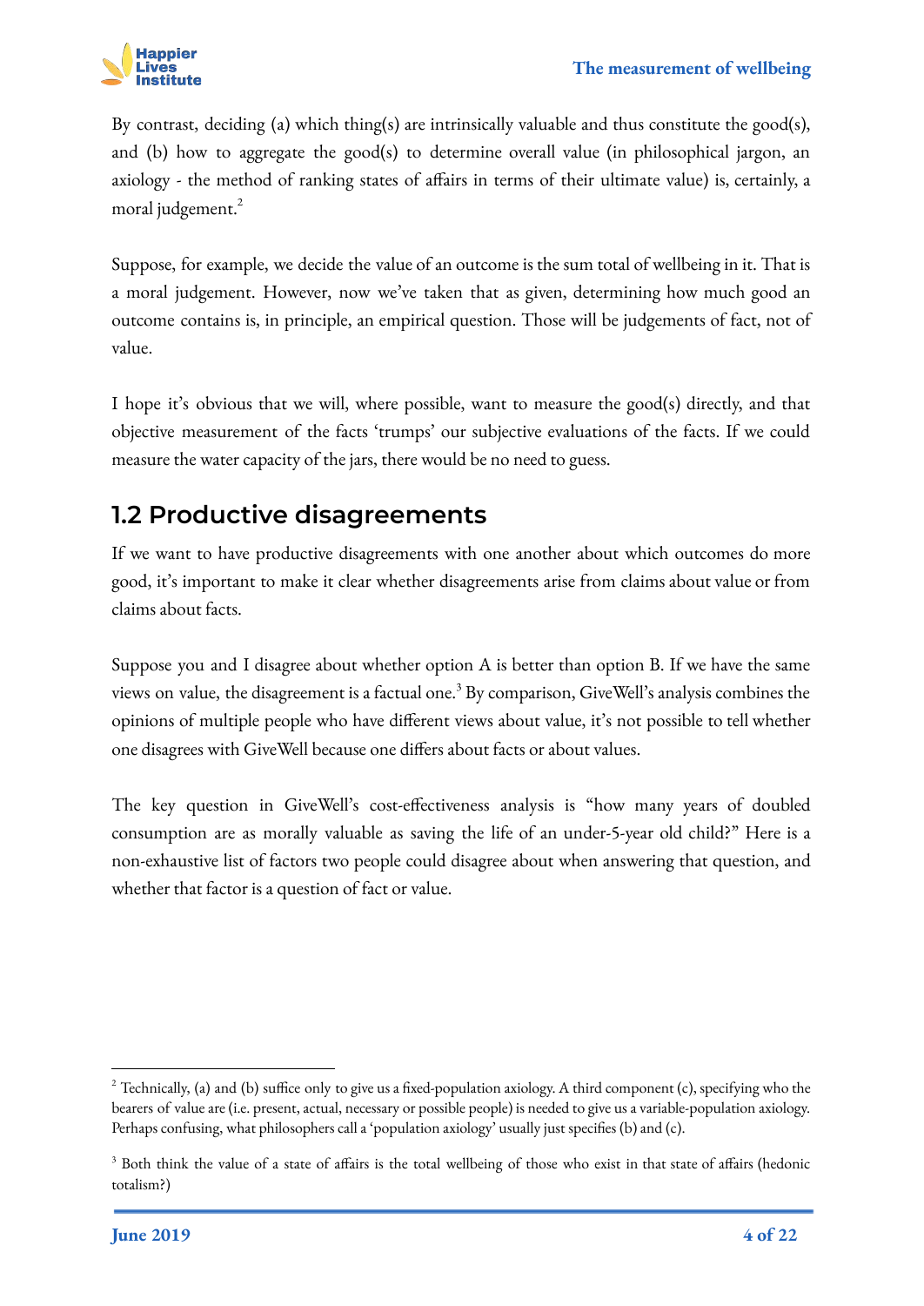By contrast, deciding (a) which thing(s) are intrinsically valuable and thus constitute the good(s), and (b) how to aggregate the good(s) to determine overall value (in philosophical jargon, an axiology - the method of ranking states of affairs in terms of their ultimate value) is, certainly, a moral judgement.[2]

Suppose, for example, we decide the value of an outcome is the sum total of wellbeing in it. That is a moral judgement. However, now we've taken that as given, determining how much good an outcome contains is, in principle, an empirical question. Those will be judgements of fact, not of value.

I hope it's obvious that we will, where possible, want to measure the good(s) directly, and that objective measurement of the facts 'trumps' our subjective evaluations of the facts. If we could measure the water capacity of the jars, there would be no need to guess.

## 1.2 Productive disagreements

If we want to have productive disagreements with one another about which outcomes do more good, it's important to make it clear whether disagreements arise from claims about value or from claims about facts.

Suppose you and I disagree about whether option A is better than option B. If we have the same views on value, the disagreement is a factual one.[3] By comparison, GiveWell's analysis combines the opinions of multiple people who have different views about value, it's not possible to tell whether one disagrees with GiveWell because one differs about facts or about values.

The key question in GiveWell's cost-effectiveness analysis is "how many years of doubled consumption are as morally valuable as saving the life of an under-5-year old child?" Here is a non-exhaustive list of factors two people could disagree about when answering that question, and whether that factor is a question of fact or value.

---

[2] Technically, (a) and (b) suffice only to give us a fixed-population axiology. A third component (c), specifying who the bearers of value are (i.e. present, actual, necessary or possible people) is needed to give us a variable-population axiology. Perhaps confusing, what philosophers call a 'population axiology' usually just specifies (b) and (c).

[3] Both think the value of a state of affairs is the total wellbeing of those who exist in that state of affairs (hedonic totalism?)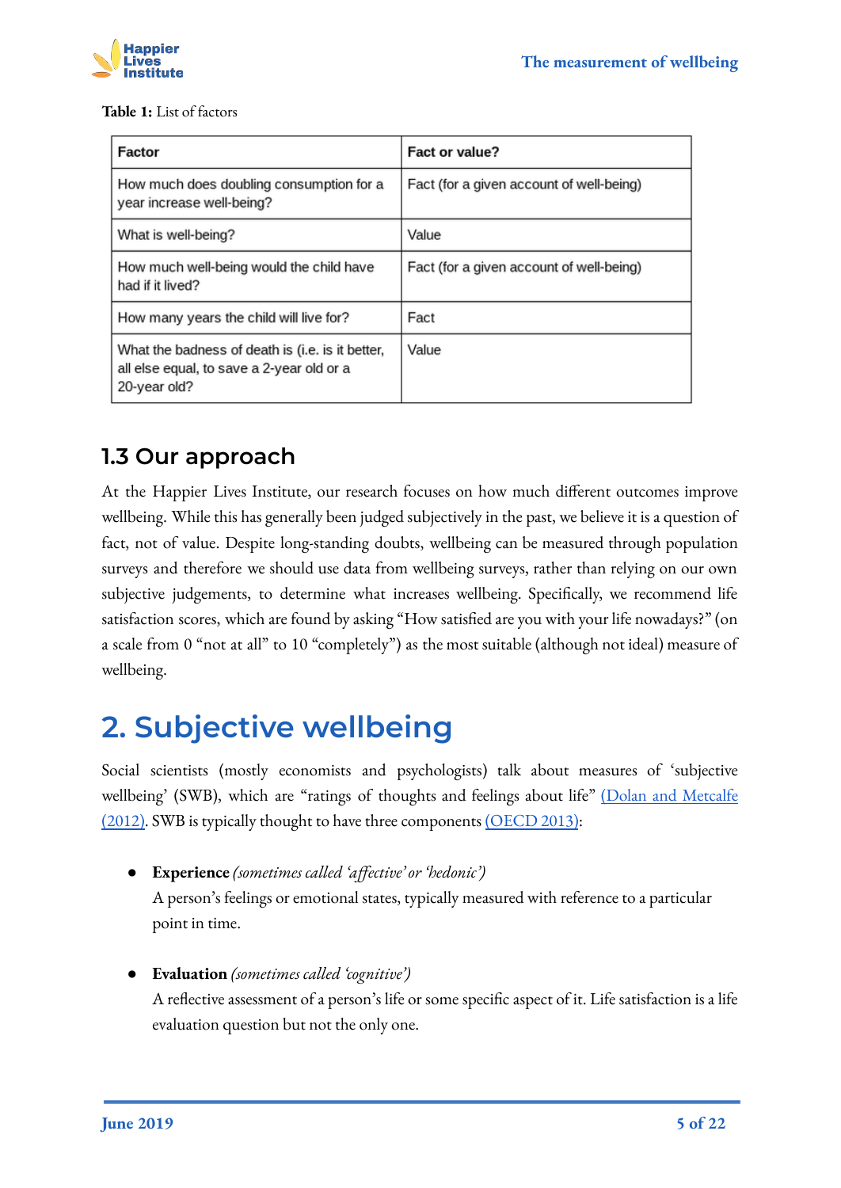**Table 1:** List of factors

| Factor | Fact or value? |
| --- | --- |
| How much does doubling consumption for a year increase well-being? | Fact (for a given account of well-being) |
| What is well-being? | Value |
| How much well-being would the child have had if it lived? | Fact (for a given account of well-being) |
| How many years the child will live for? | Fact |
| What the badness of death is (i.e. is it better, all else equal, to save a 2-year old or a 20-year old? | Value |

## 1.3 Our approach

At the Happier Lives Institute, our research focuses on how much different outcomes improve wellbeing. While this has generally been judged subjectively in the past, we believe it is a question of fact, not of value. Despite long-standing doubts, wellbeing can be measured through population surveys and therefore we should use data from wellbeing surveys, rather than relying on our own subjective judgements, to determine what increases wellbeing. Specifically, we recommend life satisfaction scores, which are found by asking "How satisfied are you with your life nowadays?" (on a scale from 0 "not at all" to 10 "completely") as the most suitable (although not ideal) measure of wellbeing.

# 2. Subjective wellbeing

Social scientists (mostly economists and psychologists) talk about measures of 'subjective wellbeing' (SWB), which are "ratings of thoughts and feelings about life" (Dolan and Metcalfe (2012). SWB is typically thought to have three components (OECD 2013):

- **Experience** *(sometimes called 'affective' or 'hedonic')*
  A person's feelings or emotional states, typically measured with reference to a particular point in time.

- **Evaluation** *(sometimes called 'cognitive')*
  A reflective assessment of a person's life or some specific aspect of it. Life satisfaction is a life evaluation question but not the only one.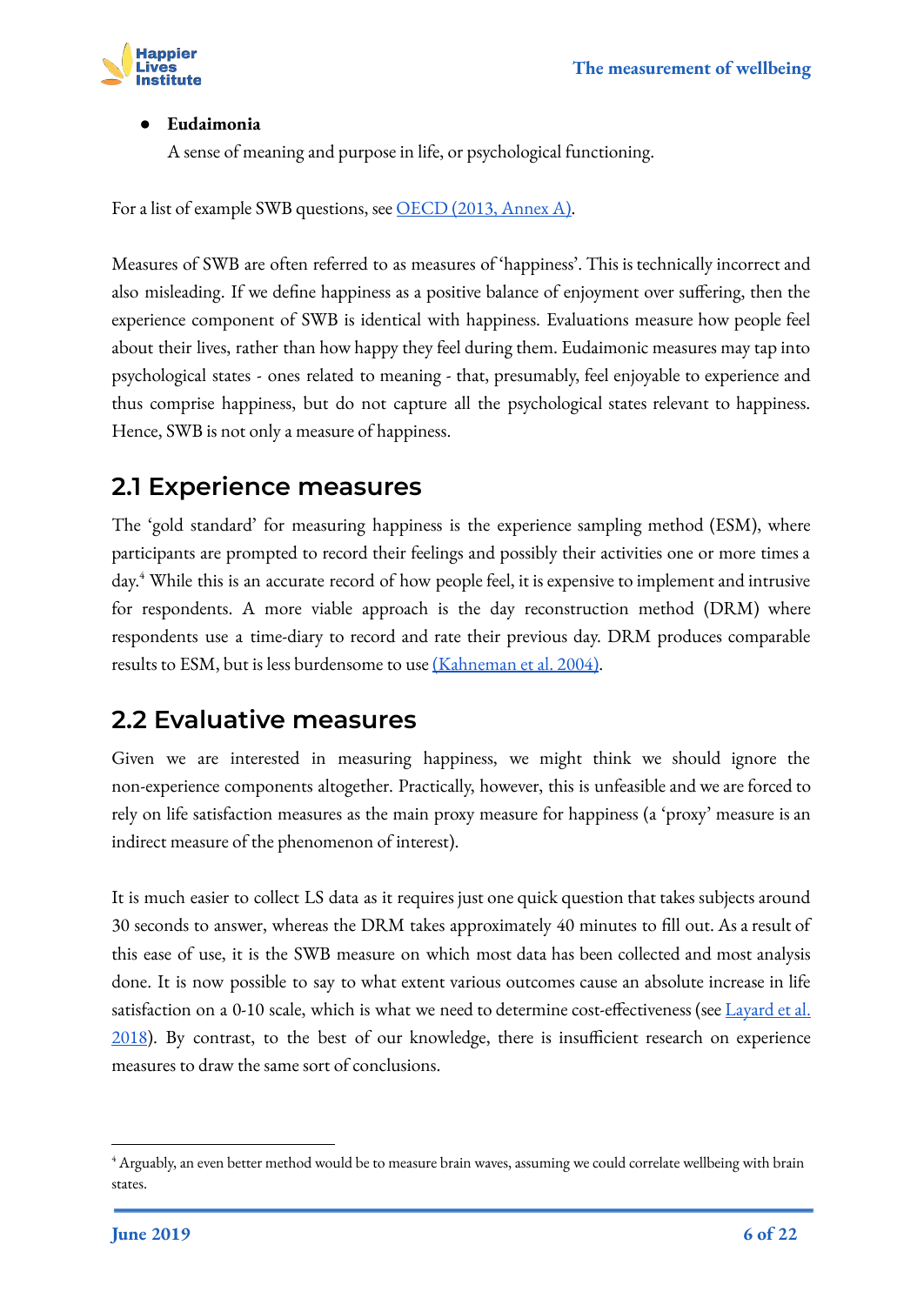- **Eudaimonia**
  A sense of meaning and purpose in life, or psychological functioning.

For a list of example SWB questions, see [OECD (2013, Annex A)](#).

Measures of SWB are often referred to as measures of 'happiness'. This is technically incorrect and also misleading. If we define happiness as a positive balance of enjoyment over suffering, then the experience component of SWB is identical with happiness. Evaluations measure how people feel about their lives, rather than how happy they feel during them. Eudaimonic measures may tap into psychological states - ones related to meaning - that, presumably, feel enjoyable to experience and thus comprise happiness, but do not capture all the psychological states relevant to happiness. Hence, SWB is not only a measure of happiness.

## 2.1 Experience measures

The 'gold standard' for measuring happiness is the experience sampling method (ESM), where participants are prompted to record their feelings and possibly their activities one or more times a day.[4] While this is an accurate record of how people feel, it is expensive to implement and intrusive for respondents. A more viable approach is the day reconstruction method (DRM) where respondents use a time-diary to record and rate their previous day. DRM produces comparable results to ESM, but is less burdensome to use [(Kahneman et al. 2004)](#).

## 2.2 Evaluative measures

Given we are interested in measuring happiness, we might think we should ignore the non-experience components altogether. Practically, however, this is unfeasible and we are forced to rely on life satisfaction measures as the main proxy measure for happiness (a 'proxy' measure is an indirect measure of the phenomenon of interest).

It is much easier to collect LS data as it requires just one quick question that takes subjects around 30 seconds to answer, whereas the DRM takes approximately 40 minutes to fill out. As a result of this ease of use, it is the SWB measure on which most data has been collected and most analysis done. It is now possible to say to what extent various outcomes cause an absolute increase in life satisfaction on a 0-10 scale, which is what we need to determine cost-effectiveness (see [Layard et al. 2018](#)). By contrast, to the best of our knowledge, there is insufficient research on experience measures to draw the same sort of conclusions.

---

[4] Arguably, an even better method would be to measure brain waves, assuming we could correlate wellbeing with brain states.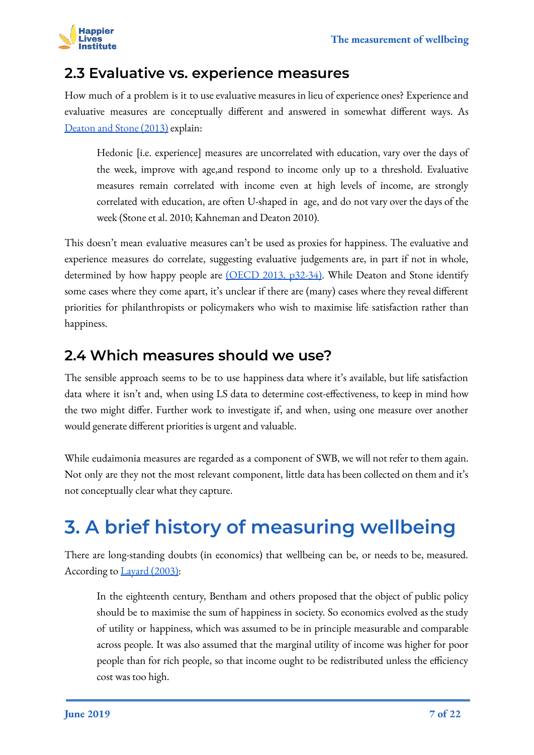## 2.3 Evaluative vs. experience measures

How much of a problem is it to use evaluative measures in lieu of experience ones? Experience and evaluative measures are conceptually different and answered in somewhat different ways. As [Deaton and Stone (2013)](#) explain:

> Hedonic [i.e. experience] measures are uncorrelated with education, vary over the days of the week, improve with age,and respond to income only up to a threshold. Evaluative measures remain correlated with income even at high levels of income, are strongly correlated with education, are often U-shaped in age, and do not vary over the days of the week (Stone et al. 2010; Kahneman and Deaton 2010).

This doesn't mean evaluative measures can't be used as proxies for happiness. The evaluative and experience measures do correlate, suggesting evaluative judgements are, in part if not in whole, determined by how happy people are [(OECD 2013, p32-34)](#). While Deaton and Stone identify some cases where they come apart, it's unclear if there are (many) cases where they reveal different priorities for philanthropists or policymakers who wish to maximise life satisfaction rather than happiness.

## 2.4 Which measures should we use?

The sensible approach seems to be to use happiness data where it's available, but life satisfaction data where it isn't and, when using LS data to determine cost-effectiveness, to keep in mind how the two might differ. Further work to investigate if, and when, using one measure over another would generate different priorities is urgent and valuable.

While eudaimonia measures are regarded as a component of SWB, we will not refer to them again. Not only are they not the most relevant component, little data has been collected on them and it's not conceptually clear what they capture.

# 3. A brief history of measuring wellbeing

There are long-standing doubts (in economics) that wellbeing can be, or needs to be, measured. According to [Layard (2003)](#):

> In the eighteenth century, Bentham and others proposed that the object of public policy should be to maximise the sum of happiness in society. So economics evolved as the study of utility or happiness, which was assumed to be in principle measurable and comparable across people. It was also assumed that the marginal utility of income was higher for poor people than for rich people, so that income ought to be redistributed unless the efficiency cost was too high.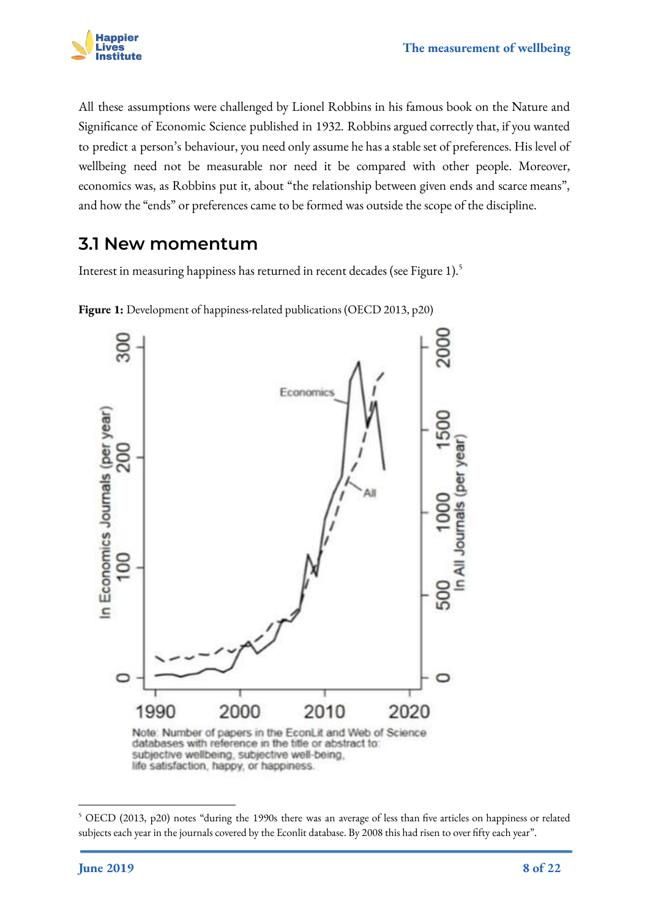All these assumptions were challenged by Lionel Robbins in his famous book on the Nature and Significance of Economic Science published in 1932. Robbins argued correctly that, if you wanted to predict a person's behaviour, you need only assume he has a stable set of preferences. His level of wellbeing need not be measurable nor need it be compared with other people. Moreover, economics was, as Robbins put it, about "the relationship between given ends and scarce means", and how the "ends" or preferences came to be formed was outside the scope of the discipline.

## 3.1 New momentum

Interest in measuring happiness has returned in recent decades (see Figure 1).[5]

**Figure 1:** Development of happiness-related publications (OECD 2013, p20)

Note: Number of papers in the EconLit and Web of Science databases with reference in the title or abstract to: subjective wellbeing, subjective well-being, life satisfaction, happy, or happiness.

[5] OECD (2013, p20) notes "during the 1990s there was an average of less than five articles on happiness or related subjects each year in the journals covered by the Econlit database. By 2008 this had risen to over fifty each year".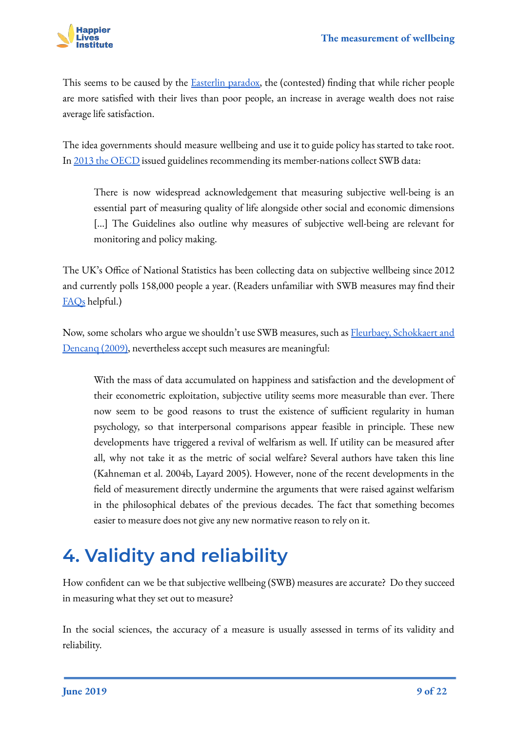This seems to be caused by the Easterlin paradox, the (contested) finding that while richer people are more satisfied with their lives than poor people, an increase in average wealth does not raise average life satisfaction.

The idea governments should measure wellbeing and use it to guide policy has started to take root. In 2013 the OECD issued guidelines recommending its member-nations collect SWB data:

> There is now widespread acknowledgement that measuring subjective well-being is an essential part of measuring quality of life alongside other social and economic dimensions [...] The Guidelines also outline why measures of subjective well-being are relevant for monitoring and policy making.

The UK's Office of National Statistics has been collecting data on subjective wellbeing since 2012 and currently polls 158,000 people a year. (Readers unfamiliar with SWB measures may find their FAQs helpful.)

Now, some scholars who argue we shouldn't use SWB measures, such as Fleurbaey, Schokkaert and Dencanq (2009), nevertheless accept such measures are meaningful:

> With the mass of data accumulated on happiness and satisfaction and the development of their econometric exploitation, subjective utility seems more measurable than ever. There now seem to be good reasons to trust the existence of sufficient regularity in human psychology, so that interpersonal comparisons appear feasible in principle. These new developments have triggered a revival of welfarism as well. If utility can be measured after all, why not take it as the metric of social welfare? Several authors have taken this line (Kahneman et al. 2004b, Layard 2005). However, none of the recent developments in the field of measurement directly undermine the arguments that were raised against welfarism in the philosophical debates of the previous decades. The fact that something becomes easier to measure does not give any new normative reason to rely on it.

# 4. Validity and reliability

How confident can we be that subjective wellbeing (SWB) measures are accurate? Do they succeed in measuring what they set out to measure?

In the social sciences, the accuracy of a measure is usually assessed in terms of its validity and reliability.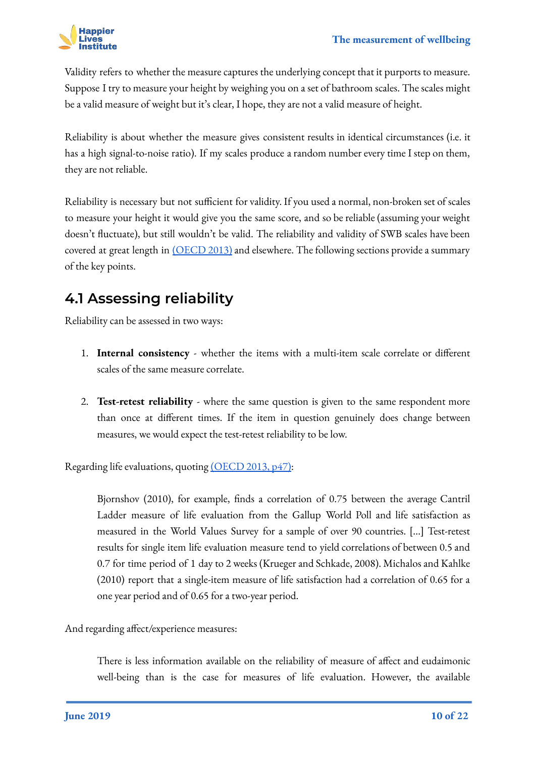Validity refers to whether the measure captures the underlying concept that it purports to measure. Suppose I try to measure your height by weighing you on a set of bathroom scales. The scales might be a valid measure of weight but it's clear, I hope, they are not a valid measure of height.

Reliability is about whether the measure gives consistent results in identical circumstances (i.e. it has a high signal-to-noise ratio). If my scales produce a random number every time I step on them, they are not reliable.

Reliability is necessary but not sufficient for validity. If you used a normal, non-broken set of scales to measure your height it would give you the same score, and so be reliable (assuming your weight doesn't fluctuate), but still wouldn't be valid. The reliability and validity of SWB scales have been covered at great length in (OECD 2013) and elsewhere. The following sections provide a summary of the key points.

## 4.1 Assessing reliability

Reliability can be assessed in two ways:

1. **Internal consistency** - whether the items with a multi-item scale correlate or different scales of the same measure correlate.

2. **Test-retest reliability** - where the same question is given to the same respondent more than once at different times. If the item in question genuinely does change between measures, we would expect the test-retest reliability to be low.

Regarding life evaluations, quoting (OECD 2013, p47):

> Bjornshov (2010), for example, finds a correlation of 0.75 between the average Cantril Ladder measure of life evaluation from the Gallup World Poll and life satisfaction as measured in the World Values Survey for a sample of over 90 countries. [...] Test-retest results for single item life evaluation measure tend to yield correlations of between 0.5 and 0.7 for time period of 1 day to 2 weeks (Krueger and Schkade, 2008). Michalos and Kahlke (2010) report that a single-item measure of life satisfaction had a correlation of 0.65 for a one year period and of 0.65 for a two-year period.

And regarding affect/experience measures:

> There is less information available on the reliability of measure of affect and eudaimonic well-being than is the case for measures of life evaluation. However, the available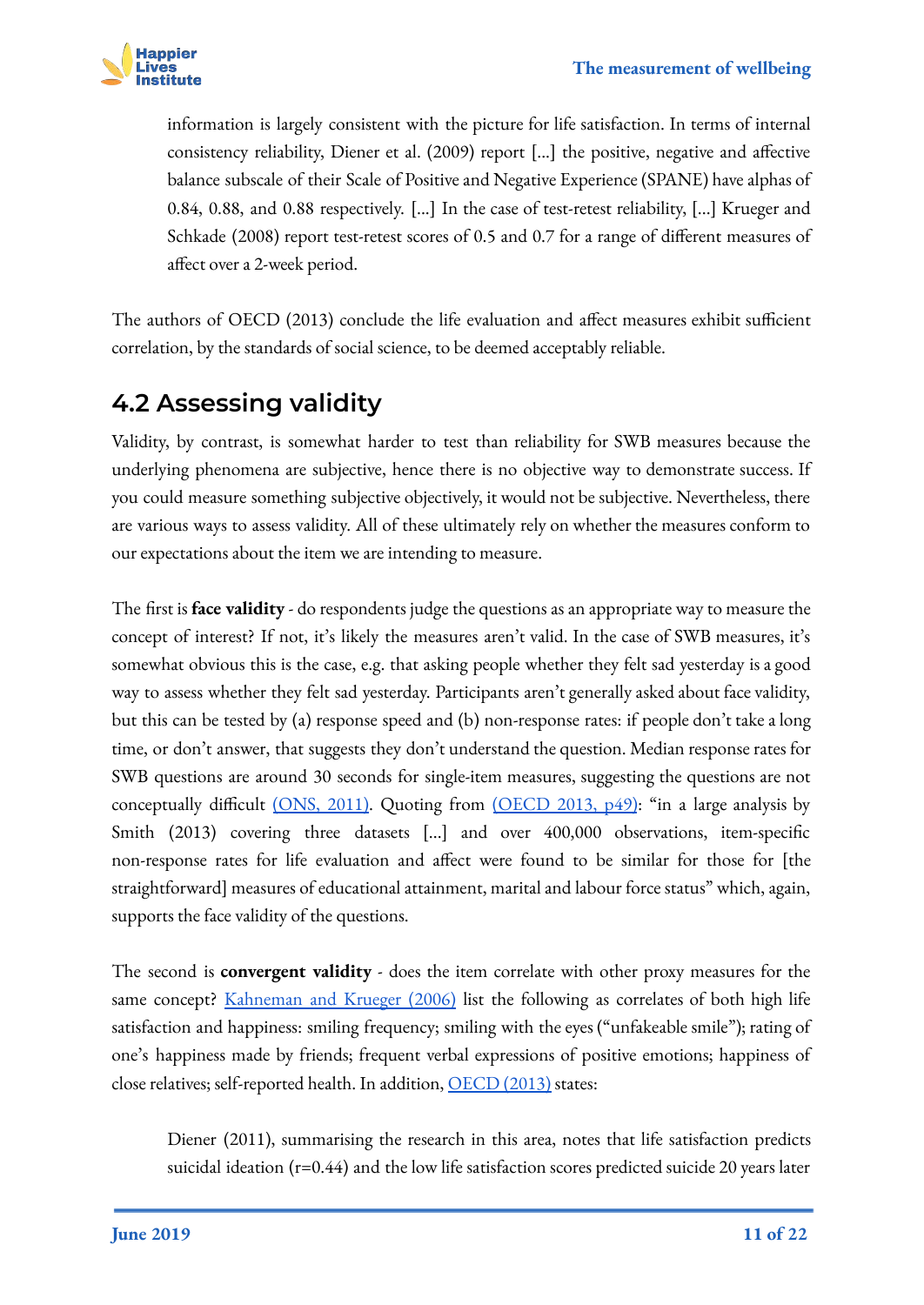> information is largely consistent with the picture for life satisfaction. In terms of internal consistency reliability, Diener et al. (2009) report [...] the positive, negative and affective balance subscale of their Scale of Positive and Negative Experience (SPANE) have alphas of 0.84, 0.88, and 0.88 respectively. [...] In the case of test-retest reliability, [...] Krueger and Schkade (2008) report test-retest scores of 0.5 and 0.7 for a range of different measures of affect over a 2-week period.

The authors of OECD (2013) conclude the life evaluation and affect measures exhibit sufficient correlation, by the standards of social science, to be deemed acceptably reliable.

## 4.2 Assessing validity

Validity, by contrast, is somewhat harder to test than reliability for SWB measures because the underlying phenomena are subjective, hence there is no objective way to demonstrate success. If you could measure something subjective objectively, it would not be subjective. Nevertheless, there are various ways to assess validity. All of these ultimately rely on whether the measures conform to our expectations about the item we are intending to measure.

The first is **face validity** - do respondents judge the questions as an appropriate way to measure the concept of interest? If not, it's likely the measures aren't valid. In the case of SWB measures, it's somewhat obvious this is the case, e.g. that asking people whether they felt sad yesterday is a good way to assess whether they felt sad yesterday. Participants aren't generally asked about face validity, but this can be tested by (a) response speed and (b) non-response rates: if people don't take a long time, or don't answer, that suggests they don't understand the question. Median response rates for SWB questions are around 30 seconds for single-item measures, suggesting the questions are not conceptually difficult (ONS, 2011). Quoting from (OECD 2013, p49): "in a large analysis by Smith (2013) covering three datasets [...] and over 400,000 observations, item-specific non-response rates for life evaluation and affect were found to be similar for those for [the straightforward] measures of educational attainment, marital and labour force status" which, again, supports the face validity of the questions.

The second is **convergent validity** - does the item correlate with other proxy measures for the same concept? Kahneman and Krueger (2006) list the following as correlates of both high life satisfaction and happiness: smiling frequency; smiling with the eyes ("unfakeable smile"); rating of one's happiness made by friends; frequent verbal expressions of positive emotions; happiness of close relatives; self-reported health. In addition, OECD (2013) states:

> Diener (2011), summarising the research in this area, notes that life satisfaction predicts suicidal ideation (r=0.44) and the low life satisfaction scores predicted suicide 20 years later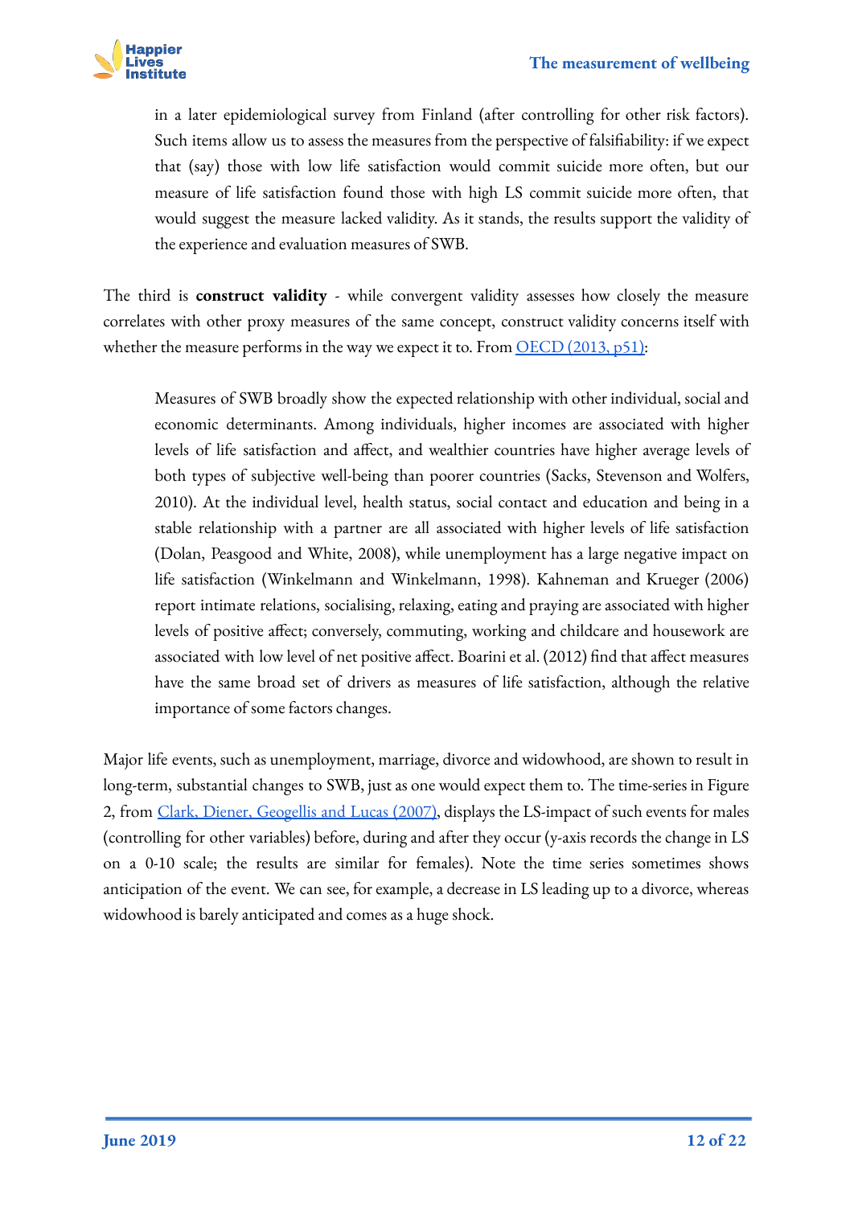> in a later epidemiological survey from Finland (after controlling for other risk factors). Such items allow us to assess the measures from the perspective of falsifiability: if we expect that (say) those with low life satisfaction would commit suicide more often, but our measure of life satisfaction found those with high LS commit suicide more often, that would suggest the measure lacked validity. As it stands, the results support the validity of the experience and evaluation measures of SWB.

The third is **construct validity** - while convergent validity assesses how closely the measure correlates with other proxy measures of the same concept, construct validity concerns itself with whether the measure performs in the way we expect it to. From [OECD (2013, p51)](#):

> Measures of SWB broadly show the expected relationship with other individual, social and economic determinants. Among individuals, higher incomes are associated with higher levels of life satisfaction and affect, and wealthier countries have higher average levels of both types of subjective well-being than poorer countries (Sacks, Stevenson and Wolfers, 2010). At the individual level, health status, social contact and education and being in a stable relationship with a partner are all associated with higher levels of life satisfaction (Dolan, Peasgood and White, 2008), while unemployment has a large negative impact on life satisfaction (Winkelmann and Winkelmann, 1998). Kahneman and Krueger (2006) report intimate relations, socialising, relaxing, eating and praying are associated with higher levels of positive affect; conversely, commuting, working and childcare and housework are associated with low level of net positive affect. Boarini et al. (2012) find that affect measures have the same broad set of drivers as measures of life satisfaction, although the relative importance of some factors changes.

Major life events, such as unemployment, marriage, divorce and widowhood, are shown to result in long-term, substantial changes to SWB, just as one would expect them to. The time-series in Figure 2, from [Clark, Diener, Geogellis and Lucas (2007)](#), displays the LS-impact of such events for males (controlling for other variables) before, during and after they occur (y-axis records the change in LS on a 0-10 scale; the results are similar for females). Note the time series sometimes shows anticipation of the event. We can see, for example, a decrease in LS leading up to a divorce, whereas widowhood is barely anticipated and comes as a huge shock.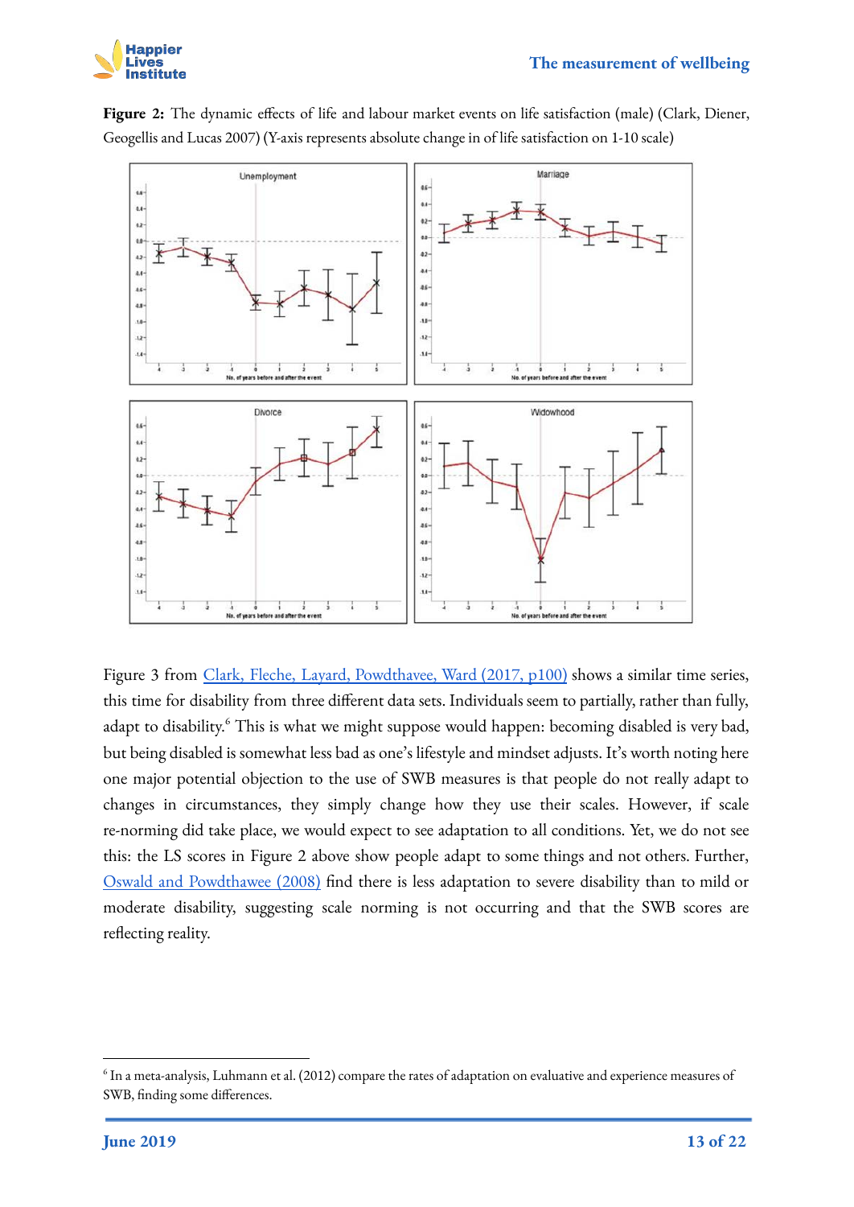**Figure 2:** The dynamic effects of life and labour market events on life satisfaction (male) (Clark, Diener, Geogellis and Lucas 2007) (Y-axis represents absolute change in of life satisfaction on 1-10 scale)

Figure 3 from Clark, Fleche, Layard, Powdthavee, Ward (2017, p100) shows a similar time series, this time for disability from three different data sets. Individuals seem to partially, rather than fully, adapt to disability.[6] This is what we might suppose would happen: becoming disabled is very bad, but being disabled is somewhat less bad as one's lifestyle and mindset adjusts. It's worth noting here one major potential objection to the use of SWB measures is that people do not really adapt to changes in circumstances, they simply change how they use their scales. However, if scale re-norming did take place, we would expect to see adaptation to all conditions. Yet, we do not see this: the LS scores in Figure 2 above show people adapt to some things and not others. Further, Oswald and Powdthawee (2008) find there is less adaptation to severe disability than to mild or moderate disability, suggesting scale norming is not occurring and that the SWB scores are reflecting reality.

[6] In a meta-analysis, Luhmann et al. (2012) compare the rates of adaptation on evaluative and experience measures of SWB, finding some differences.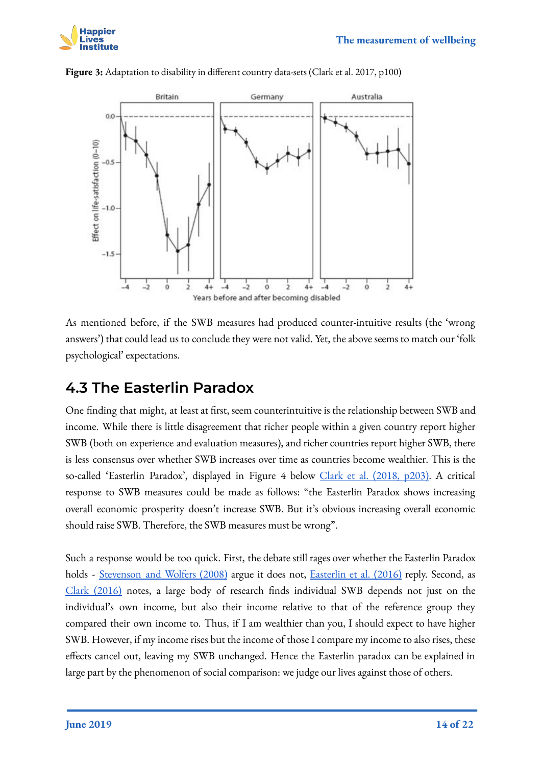**Figure 3:** Adaptation to disability in different country data-sets (Clark et al. 2017, p100)

As mentioned before, if the SWB measures had produced counter-intuitive results (the 'wrong answers') that could lead us to conclude they were not valid. Yet, the above seems to match our 'folk psychological' expectations.

## 4.3 The Easterlin Paradox

One finding that might, at least at first, seem counterintuitive is the relationship between SWB and income. While there is little disagreement that richer people within a given country report higher SWB (both on experience and evaluation measures), and richer countries report higher SWB, there is less consensus over whether SWB increases over time as countries become wealthier. This is the so-called 'Easterlin Paradox', displayed in Figure 4 below Clark et al. (2018, p203). A critical response to SWB measures could be made as follows: "the Easterlin Paradox shows increasing overall economic prosperity doesn't increase SWB. But it's obvious increasing overall economic should raise SWB. Therefore, the SWB measures must be wrong".

Such a response would be too quick. First, the debate still rages over whether the Easterlin Paradox holds - Stevenson and Wolfers (2008) argue it does not, Easterlin et al. (2016) reply. Second, as Clark (2016) notes, a large body of research finds individual SWB depends not just on the individual's own income, but also their income relative to that of the reference group they compared their own income to. Thus, if I am wealthier than you, I should expect to have higher SWB. However, if my income rises but the income of those I compare my income to also rises, these effects cancel out, leaving my SWB unchanged. Hence the Easterlin paradox can be explained in large part by the phenomenon of social comparison: we judge our lives against those of others.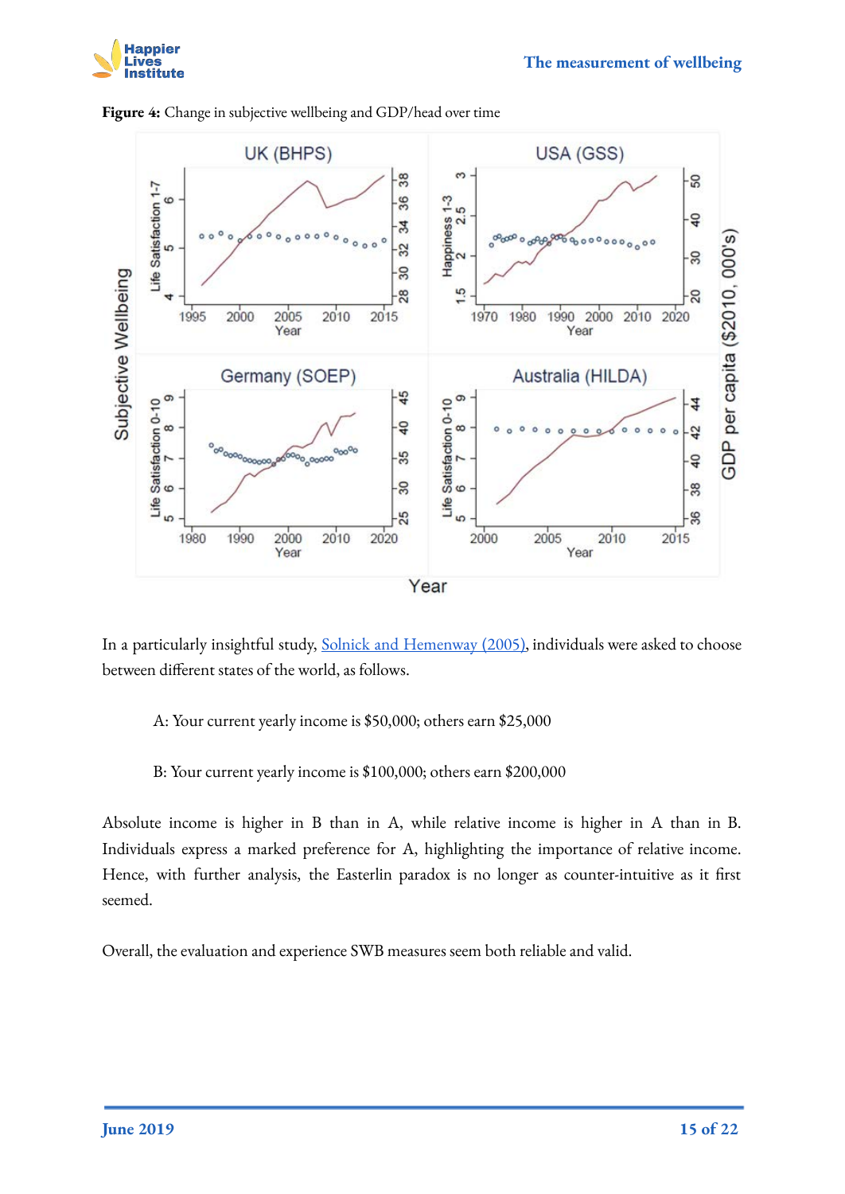**Figure 4:** Change in subjective wellbeing and GDP/head over time

In a particularly insightful study, [Solnick and Hemenway (2005)](), individuals were asked to choose between different states of the world, as follows.

> A: Your current yearly income is $50,000; others earn $25,000

> B: Your current yearly income is $100,000; others earn $200,000

Absolute income is higher in B than in A, while relative income is higher in A than in B. Individuals express a marked preference for A, highlighting the importance of relative income. Hence, with further analysis, the Easterlin paradox is no longer as counter-intuitive as it first seemed.

Overall, the evaluation and experience SWB measures seem both reliable and valid.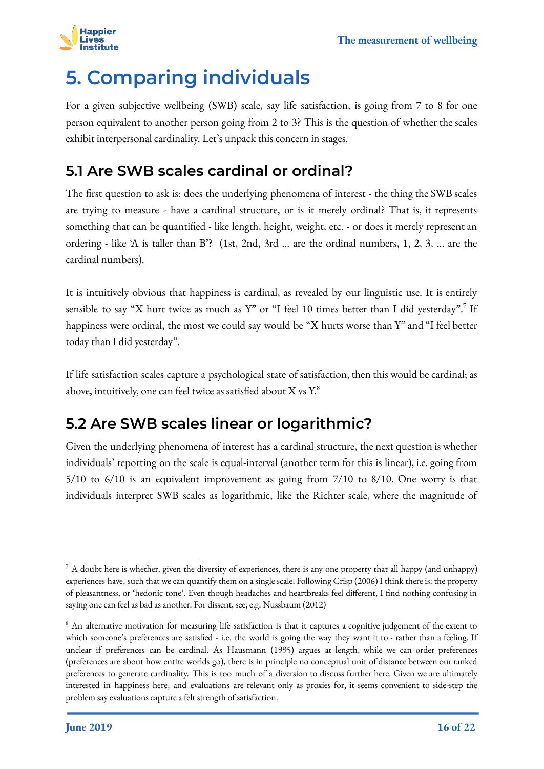# 5. Comparing individuals

For a given subjective wellbeing (SWB) scale, say life satisfaction, is going from 7 to 8 for one person equivalent to another person going from 2 to 3? This is the question of whether the scales exhibit interpersonal cardinality. Let's unpack this concern in stages.

## 5.1 Are SWB scales cardinal or ordinal?

The first question to ask is: does the underlying phenomena of interest - the thing the SWB scales are trying to measure - have a cardinal structure, or is it merely ordinal? That is, it represents something that can be quantified - like length, height, weight, etc. - or does it merely represent an ordering - like 'A is taller than B'? (1st, 2nd, 3rd ... are the ordinal numbers, 1, 2, 3, ... are the cardinal numbers).

It is intuitively obvious that happiness is cardinal, as revealed by our linguistic use. It is entirely sensible to say "X hurt twice as much as Y" or "I feel 10 times better than I did yesterday".[7] If happiness were ordinal, the most we could say would be "X hurts worse than Y" and "I feel better today than I did yesterday".

If life satisfaction scales capture a psychological state of satisfaction, then this would be cardinal; as above, intuitively, one can feel twice as satisfied about X vs Y.[8]

## 5.2 Are SWB scales linear or logarithmic?

Given the underlying phenomena of interest has a cardinal structure, the next question is whether individuals' reporting on the scale is equal-interval (another term for this is linear), i.e. going from 5/10 to 6/10 is an equivalent improvement as going from 7/10 to 8/10. One worry is that individuals interpret SWB scales as logarithmic, like the Richter scale, where the magnitude of

---

[7] A doubt here is whether, given the diversity of experiences, there is any one property that all happy (and unhappy) experiences have, such that we can quantify them on a single scale. Following Crisp (2006) I think there is: the property of pleasantness, or 'hedonic tone'. Even though headaches and heartbreaks feel different, I find nothing confusing in saying one can feel as bad as another. For dissent, see, e.g. Nussbaum (2012)

[8] An alternative motivation for measuring life satisfaction is that it captures a cognitive judgement of the extent to which someone's preferences are satisfied - i.e. the world is going the way they want it to - rather than a feeling. If unclear if preferences can be cardinal. As Hausmann (1995) argues at length, while we can order preferences (preferences are about how entire worlds go), there is in principle no conceptual unit of distance between our ranked preferences to generate cardinality. This is too much of a diversion to discuss further here. Given we are ultimately interested in happiness here, and evaluations are relevant only as proxies for, it seems convenient to side-step the problem say evaluations capture a felt strength of satisfaction.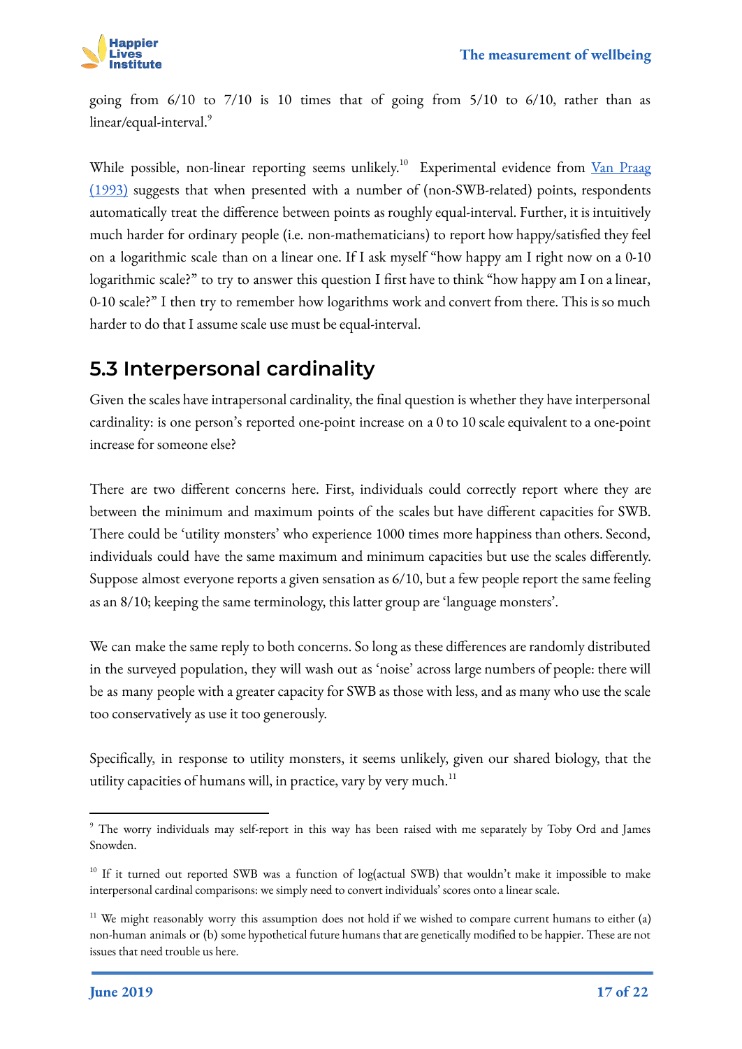going from 6/10 to 7/10 is 10 times that of going from 5/10 to 6/10, rather than as linear/equal-interval.[9]

While possible, non-linear reporting seems unlikely.[10] Experimental evidence from [Van Praag (1993)](#) suggests that when presented with a number of (non-SWB-related) points, respondents automatically treat the difference between points as roughly equal-interval. Further, it is intuitively much harder for ordinary people (i.e. non-mathematicians) to report how happy/satisfied they feel on a logarithmic scale than on a linear one. If I ask myself "how happy am I right now on a 0-10 logarithmic scale?" to try to answer this question I first have to think "how happy am I on a linear, 0-10 scale?" I then try to remember how logarithms work and convert from there. This is so much harder to do that I assume scale use must be equal-interval.

## 5.3 Interpersonal cardinality

Given the scales have intrapersonal cardinality, the final question is whether they have interpersonal cardinality: is one person's reported one-point increase on a 0 to 10 scale equivalent to a one-point increase for someone else?

There are two different concerns here. First, individuals could correctly report where they are between the minimum and maximum points of the scales but have different capacities for SWB. There could be 'utility monsters' who experience 1000 times more happiness than others. Second, individuals could have the same maximum and minimum capacities but use the scales differently. Suppose almost everyone reports a given sensation as 6/10, but a few people report the same feeling as an 8/10; keeping the same terminology, this latter group are 'language monsters'.

We can make the same reply to both concerns. So long as these differences are randomly distributed in the surveyed population, they will wash out as 'noise' across large numbers of people: there will be as many people with a greater capacity for SWB as those with less, and as many who use the scale too conservatively as use it too generously.

Specifically, in response to utility monsters, it seems unlikely, given our shared biology, that the utility capacities of humans will, in practice, vary by very much.[11]

---

[9] The worry individuals may self-report in this way has been raised with me separately by Toby Ord and James Snowden.

[10] If it turned out reported SWB was a function of log(actual SWB) that wouldn't make it impossible to make interpersonal cardinal comparisons: we simply need to convert individuals' scores onto a linear scale.

[11] We might reasonably worry this assumption does not hold if we wished to compare current humans to either (a) non-human animals or (b) some hypothetical future humans that are genetically modified to be happier. These are not issues that need trouble us here.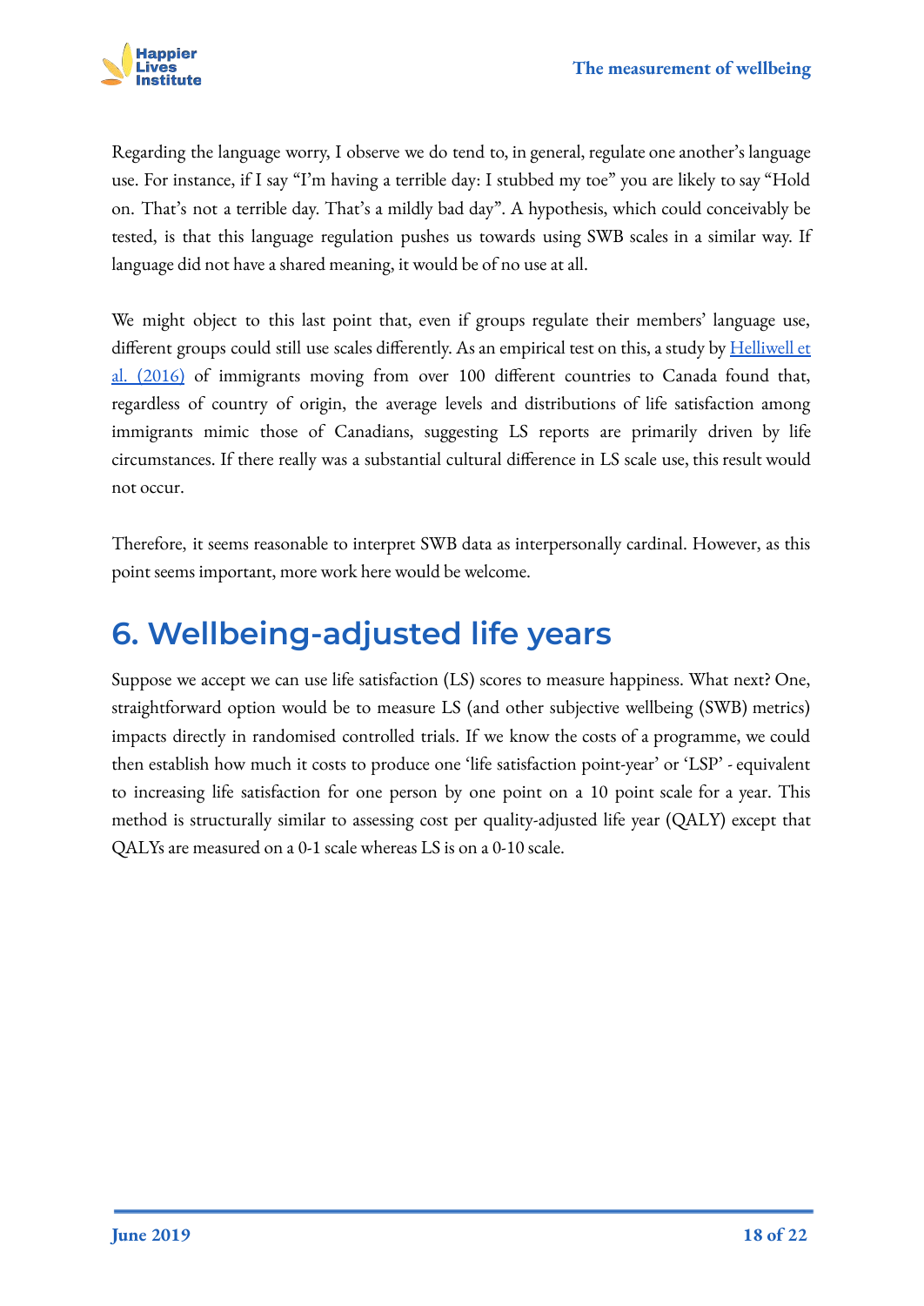Regarding the language worry, I observe we do tend to, in general, regulate one another's language use. For instance, if I say "I'm having a terrible day: I stubbed my toe" you are likely to say "Hold on. That's not a terrible day. That's a mildly bad day". A hypothesis, which could conceivably be tested, is that this language regulation pushes us towards using SWB scales in a similar way. If language did not have a shared meaning, it would be of no use at all.

We might object to this last point that, even if groups regulate their members' language use, different groups could still use scales differently. As an empirical test on this, a study by [Helliwell et al. (2016)](#) of immigrants moving from over 100 different countries to Canada found that, regardless of country of origin, the average levels and distributions of life satisfaction among immigrants mimic those of Canadians, suggesting LS reports are primarily driven by life circumstances. If there really was a substantial cultural difference in LS scale use, this result would not occur.

Therefore, it seems reasonable to interpret SWB data as interpersonally cardinal. However, as this point seems important, more work here would be welcome.

# 6. Wellbeing-adjusted life years

Suppose we accept we can use life satisfaction (LS) scores to measure happiness. What next? One, straightforward option would be to measure LS (and other subjective wellbeing (SWB) metrics) impacts directly in randomised controlled trials. If we know the costs of a programme, we could then establish how much it costs to produce one 'life satisfaction point-year' or 'LSP' - equivalent to increasing life satisfaction for one person by one point on a 10 point scale for a year. This method is structurally similar to assessing cost per quality-adjusted life year (QALY) except that QALYs are measured on a 0-1 scale whereas LS is on a 0-10 scale.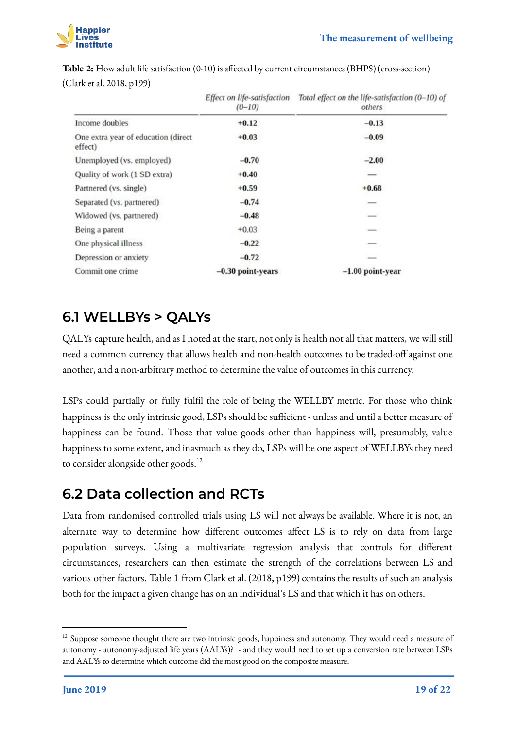**Table 2:** How adult life satisfaction (0-10) is affected by current circumstances (BHPS) (cross-section) (Clark et al. 2018, p199)

| | *Effect on life-satisfaction (0–10)* | *Total effect on the life-satisfaction (0–10) of others* |
|---|---|---|
| Income doubles | **+0.12** | **–0.13** |
| One extra year of education (direct effect) | **+0.03** | **–0.09** |
| Unemployed (vs. employed) | **–0.70** | **–2.00** |
| Quality of work (1 SD extra) | **+0.40** | — |
| Partnered (vs. single) | **+0.59** | **+0.68** |
| Separated (vs. partnered) | **–0.74** | — |
| Widowed (vs. partnered) | **–0.48** | — |
| Being a parent | +0.03 | — |
| One physical illness | **–0.22** | — |
| Depression or anxiety | **–0.72** | — |
| Commit one crime | **–0.30 point-years** | **–1.00 point-year** |

## 6.1 WELLBYs > QALYs

QALYs capture health, and as I noted at the start, not only is health not all that matters, we will still need a common currency that allows health and non-health outcomes to be traded-off against one another, and a non-arbitrary method to determine the value of outcomes in this currency.

LSPs could partially or fully fulfil the role of being the WELLBY metric. For those who think happiness is the only intrinsic good, LSPs should be sufficient - unless and until a better measure of happiness can be found. Those that value goods other than happiness will, presumably, value happiness to some extent, and inasmuch as they do, LSPs will be one aspect of WELLBYs they need to consider alongside other goods.[12]

## 6.2 Data collection and RCTs

Data from randomised controlled trials using LS will not always be available. Where it is not, an alternate way to determine how different outcomes affect LS is to rely on data from large population surveys. Using a multivariate regression analysis that controls for different circumstances, researchers can then estimate the strength of the correlations between LS and various other factors. Table 1 from Clark et al. (2018, p199) contains the results of such an analysis both for the impact a given change has on an individual's LS and that which it has on others.

---

[12] Suppose someone thought there are two intrinsic goods, happiness and autonomy. They would need a measure of autonomy - autonomy-adjusted life years (AALYs)? - and they would need to set up a conversion rate between LSPs and AALYs to determine which outcome did the most good on the composite measure.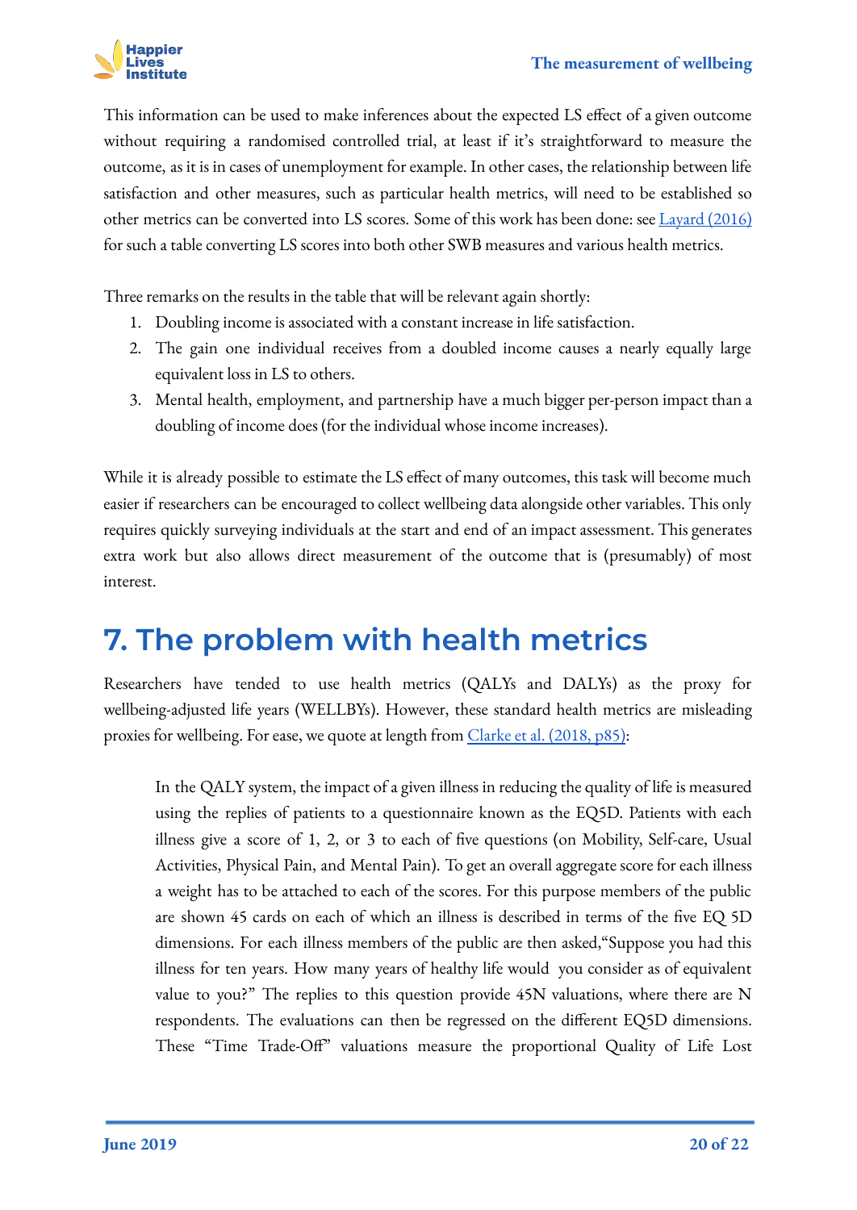This information can be used to make inferences about the expected LS effect of a given outcome without requiring a randomised controlled trial, at least if it's straightforward to measure the outcome, as it is in cases of unemployment for example. In other cases, the relationship between life satisfaction and other measures, such as particular health metrics, will need to be established so other metrics can be converted into LS scores. Some of this work has been done: see [Layard (2016)](https://) for such a table converting LS scores into both other SWB measures and various health metrics.

Three remarks on the results in the table that will be relevant again shortly:

1. Doubling income is associated with a constant increase in life satisfaction.
2. The gain one individual receives from a doubled income causes a nearly equally large equivalent loss in LS to others.
3. Mental health, employment, and partnership have a much bigger per-person impact than a doubling of income does (for the individual whose income increases).

While it is already possible to estimate the LS effect of many outcomes, this task will become much easier if researchers can be encouraged to collect wellbeing data alongside other variables. This only requires quickly surveying individuals at the start and end of an impact assessment. This generates extra work but also allows direct measurement of the outcome that is (presumably) of most interest.

# 7. The problem with health metrics

Researchers have tended to use health metrics (QALYs and DALYs) as the proxy for wellbeing-adjusted life years (WELLBYs). However, these standard health metrics are misleading proxies for wellbeing. For ease, we quote at length from [Clarke et al. (2018, p85)](https://):

> In the QALY system, the impact of a given illness in reducing the quality of life is measured using the replies of patients to a questionnaire known as the EQ5D. Patients with each illness give a score of 1, 2, or 3 to each of five questions (on Mobility, Self-care, Usual Activities, Physical Pain, and Mental Pain). To get an overall aggregate score for each illness a weight has to be attached to each of the scores. For this purpose members of the public are shown 45 cards on each of which an illness is described in terms of the five EQ 5D dimensions. For each illness members of the public are then asked,"Suppose you had this illness for ten years. How many years of healthy life would you consider as of equivalent value to you?" The replies to this question provide 45N valuations, where there are N respondents. The evaluations can then be regressed on the different EQ5D dimensions. These "Time Trade-Off" valuations measure the proportional Quality of Life Lost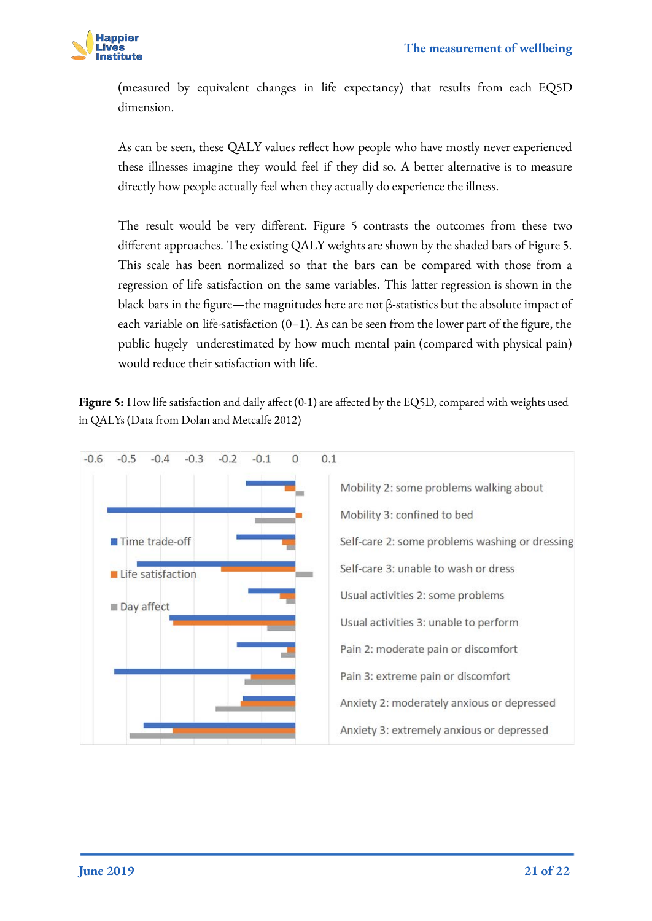(measured by equivalent changes in life expectancy) that results from each EQ5D dimension.

As can be seen, these QALY values reflect how people who have mostly never experienced these illnesses imagine they would feel if they did so. A better alternative is to measure directly how people actually feel when they actually do experience the illness.

The result would be very different. Figure 5 contrasts the outcomes from these two different approaches. The existing QALY weights are shown by the shaded bars of Figure 5. This scale has been normalized so that the bars can be compared with those from a regression of life satisfaction on the same variables. This latter regression is shown in the black bars in the figure—the magnitudes here are not β-statistics but the absolute impact of each variable on life-satisfaction (0–1). As can be seen from the lower part of the figure, the public hugely underestimated by how much mental pain (compared with physical pain) would reduce their satisfaction with life.

**Figure 5:** How life satisfaction and daily affect (0-1) are affected by the EQ5D, compared with weights used in QALYs (Data from Dolan and Metcalfe 2012)

-0.6 -0.5 -0.4 -0.3 -0.2 -0.1 0 0.1

- Time trade-off
- Life satisfaction
- Day affect

Mobility 2: some problems walking about
Mobility 3: confined to bed
Self-care 2: some problems washing or dressing
Self-care 3: unable to wash or dress
Usual activities 2: some problems
Usual activities 3: unable to perform
Pain 2: moderate pain or discomfort
Pain 3: extreme pain or discomfort
Anxiety 2: moderately anxious or depressed
Anxiety 3: extremely anxious or depressed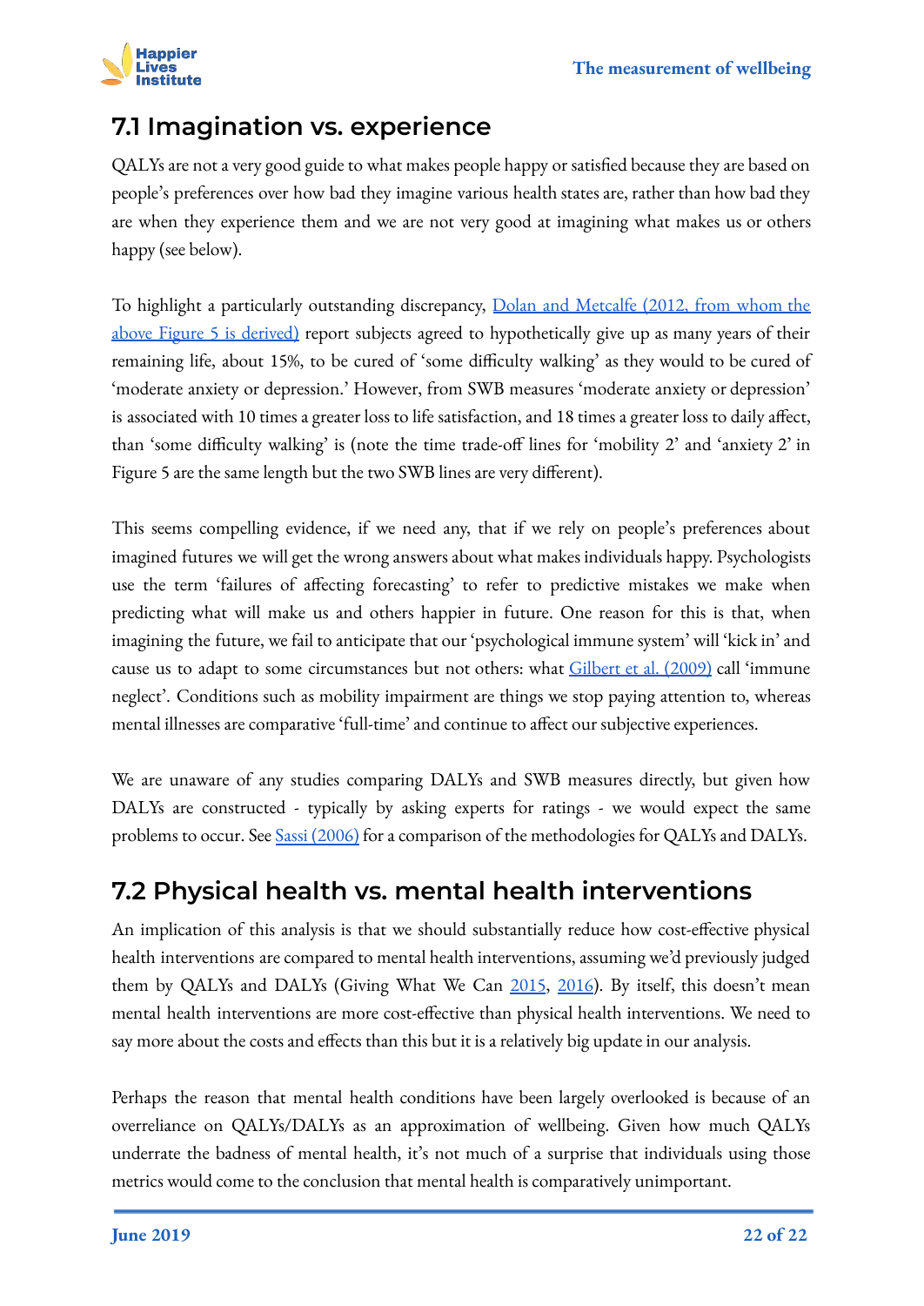## 7.1 Imagination vs. experience

QALYs are not a very good guide to what makes people happy or satisfied because they are based on people's preferences over how bad they imagine various health states are, rather than how bad they are when they experience them and we are not very good at imagining what makes us or others happy (see below).

To highlight a particularly outstanding discrepancy, Dolan and Metcalfe (2012, from whom the above Figure 5 is derived) report subjects agreed to hypothetically give up as many years of their remaining life, about 15%, to be cured of 'some difficulty walking' as they would to be cured of 'moderate anxiety or depression.' However, from SWB measures 'moderate anxiety or depression' is associated with 10 times a greater loss to life satisfaction, and 18 times a greater loss to daily affect, than 'some difficulty walking' is (note the time trade-off lines for 'mobility 2' and 'anxiety 2' in Figure 5 are the same length but the two SWB lines are very different).

This seems compelling evidence, if we need any, that if we rely on people's preferences about imagined futures we will get the wrong answers about what makes individuals happy. Psychologists use the term 'failures of affecting forecasting' to refer to predictive mistakes we make when predicting what will make us and others happier in future. One reason for this is that, when imagining the future, we fail to anticipate that our 'psychological immune system' will 'kick in' and cause us to adapt to some circumstances but not others: what Gilbert et al. (2009) call 'immune neglect'. Conditions such as mobility impairment are things we stop paying attention to, whereas mental illnesses are comparative 'full-time' and continue to affect our subjective experiences.

We are unaware of any studies comparing DALYs and SWB measures directly, but given how DALYs are constructed - typically by asking experts for ratings - we would expect the same problems to occur. See Sassi (2006) for a comparison of the methodologies for QALYs and DALYs.

## 7.2 Physical health vs. mental health interventions

An implication of this analysis is that we should substantially reduce how cost-effective physical health interventions are compared to mental health interventions, assuming we'd previously judged them by QALYs and DALYs (Giving What We Can 2015, 2016). By itself, this doesn't mean mental health interventions are more cost-effective than physical health interventions. We need to say more about the costs and effects than this but it is a relatively big update in our analysis.

Perhaps the reason that mental health conditions have been largely overlooked is because of an overreliance on QALYs/DALYs as an approximation of wellbeing. Given how much QALYs underrate the badness of mental health, it's not much of a surprise that individuals using those metrics would come to the conclusion that mental health is comparatively unimportant.